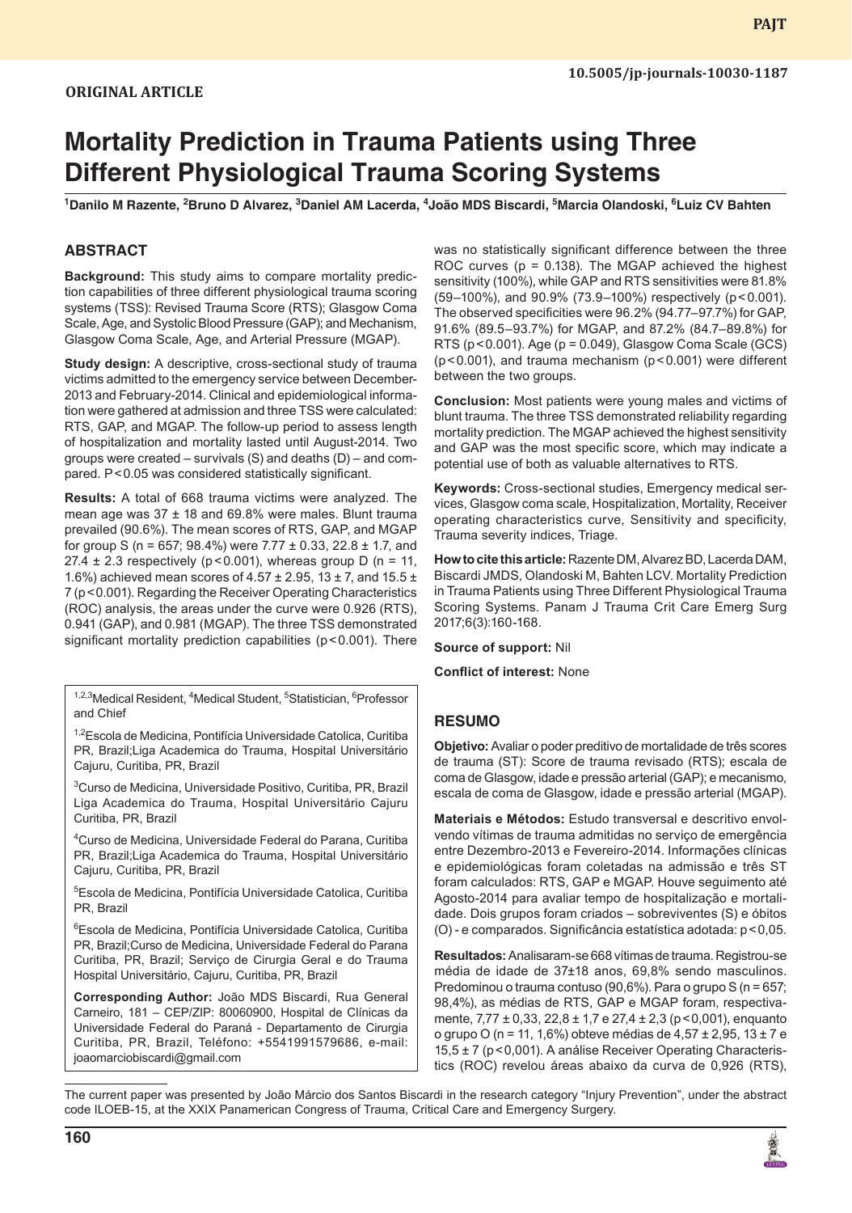**ORIGINAL ARTICLE**

10.5005/jp-journals-10030-1187

# Mortality Prediction in Trauma Patients using Three Different Physiological Trauma Scoring Systems

[1]Danilo M Razente, [2]Bruno D Alvarez, [3]Daniel AM Lacerda, [4]João MDS Biscardi, [5]Marcia Olandoski, [6]Luiz CV Bahten

## ABSTRACT

**Background:** This study aims to compare mortality prediction capabilities of three different physiological trauma scoring systems (TSS): Revised Trauma Score (RTS); Glasgow Coma Scale, Age, and Systolic Blood Pressure (GAP); and Mechanism, Glasgow Coma Scale, Age, and Arterial Pressure (MGAP).

**Study design:** A descriptive, cross-sectional study of trauma victims admitted to the emergency service between December-2013 and February-2014. Clinical and epidemiological information were gathered at admission and three TSS were calculated: RTS, GAP, and MGAP. The follow-up period to assess length of hospitalization and mortality lasted until August-2014. Two groups were created – survivals (S) and deaths (D) – and compared. $P < 0.05$ was considered statistically significant.

**Results:** A total of 668 trauma victims were analyzed. The mean age was 37 ± 18 and 69.8% were males. Blunt trauma prevailed (90.6%). The mean scores of RTS, GAP, and MGAP for group S (n = 657; 98.4%) were 7.77 ± 0.33, 22.8 ± 1.7, and 27.4 ± 2.3 respectively ($p < 0.001$), whereas group D (n = 11, 1.6%) achieved mean scores of 4.57 ± 2.95, 13 ± 7, and 15.5 ± 7 ($p < 0.001$). Regarding the Receiver Operating Characteristics (ROC) analysis, the areas under the curve were 0.926 (RTS), 0.941 (GAP), and 0.981 (MGAP). The three TSS demonstrated significant mortality prediction capabilities ($p < 0.001$). There was no statistically significant difference between the three ROC curves (p = 0.138). The MGAP achieved the highest sensitivity (100%), while GAP and RTS sensitivities were 81.8% (59–100%), and 90.9% (73.9–100%) respectively ($p < 0.001$). The observed specificities were 96.2% (94.77–97.7%) for GAP, 91.6% (89.5–93.7%) for MGAP, and 87.2% (84.7–89.8%) for RTS ($p < 0.001$). Age (p = 0.049), Glasgow Coma Scale (GCS) ($p < 0.001$), and trauma mechanism ($p < 0.001$) were different between the two groups.

**Conclusion:** Most patients were young males and victims of blunt trauma. The three TSS demonstrated reliability regarding mortality prediction. The MGAP achieved the highest sensitivity and GAP was the most specific score, which may indicate a potential use of both as valuable alternatives to RTS.

**Keywords:** Cross-sectional studies, Emergency medical services, Glasgow coma scale, Hospitalization, Mortality, Receiver operating characteristics curve, Sensitivity and specificity, Trauma severity indices, Triage.

**How to cite this article:** Razente DM, Alvarez BD, Lacerda DAM, Biscardi JMDS, Olandoski M, Bahten LCV. Mortality Prediction in Trauma Patients using Three Different Physiological Trauma Scoring Systems. Panam J Trauma Crit Care Emerg Surg 2017;6(3):160-168.

**Source of support:** Nil

**Conflict of interest:** None

[1,2,3]Medical Resident, [4]Medical Student, [5]Statistician, [6]Professor and Chief

[1,2]Escola de Medicina, Pontifícia Universidade Catolica, Curitiba PR, Brazil;Liga Academica do Trauma, Hospital Universitário Cajuru, Curitiba, PR, Brazil

[3]Curso de Medicina, Universidade Positivo, Curitiba, PR, Brazil Liga Academica do Trauma, Hospital Universitário Cajuru Curitiba, PR, Brazil

[4]Curso de Medicina, Universidade Federal do Parana, Curitiba PR, Brazil;Liga Academica do Trauma, Hospital Universitário Cajuru, Curitiba, PR, Brazil

[5]Escola de Medicina, Pontifícia Universidade Catolica, Curitiba PR, Brazil

[6]Escola de Medicina, Pontifícia Universidade Catolica, Curitiba PR, Brazil;Curso de Medicina, Universidade Federal do Parana Curitiba, PR, Brazil; Serviço de Cirurgia Geral e do Trauma Hospital Universitário, Cajuru, Curitiba, PR, Brazil

**Corresponding Author:** João MDS Biscardi, Rua General Carneiro, 181 – CEP/ZIP: 80060900, Hospital de Clínicas da Universidade Federal do Paraná - Departamento de Cirurgia Curitiba, PR, Brazil, Teléfono: +5541991579686, e-mail: joaomarciobiscardi@gmail.com

## RESUMO

**Objetivo:** Avaliar o poder preditivo de mortalidade de três scores de trauma (ST): Score de trauma revisado (RTS); escala de coma de Glasgow, idade e pressão arterial (GAP); e mecanismo, escala de coma de Glasgow, idade e pressão arterial (MGAP).

**Materiais e Métodos:** Estudo transversal e descritivo envolvendo vítimas de trauma admitidas no serviço de emergência entre Dezembro-2013 e Fevereiro-2014. Informações clínicas e epidemiológicas foram coletadas na admissão e três ST foram calculados: RTS, GAP e MGAP. Houve seguimento até Agosto-2014 para avaliar tempo de hospitalização e mortalidade. Dois grupos foram criados – sobreviventes (S) e óbitos (O) - e comparados. Significância estatística adotada: $p < 0,05$.

**Resultados:** Analisaram-se 668 vítimas de trauma. Registrou-se média de idade de 37±18 anos, 69,8% sendo masculinos. Predominou o trauma contuso (90,6%). Para o grupo S (n = 657; 98,4%), as médias de RTS, GAP e MGAP foram, respectivamente, 7,77 ± 0,33, 22,8 ± 1,7 e 27,4 ± 2,3 ($p < 0,001$), enquanto o grupo O (n = 11, 1,6%) obteve médias de 4,57 ± 2,95, 13 ± 7 e 15,5 ± 7 ($p < 0,001$). A análise Receiver Operating Characteristics (ROC) revelou áreas abaixo da curva de 0,926 (RTS),

The current paper was presented by João Márcio dos Santos Biscardi in the research category "Injury Prevention", under the abstract code ILOEB-15, at the XXIX Panamerican Congress of Trauma, Critical Care and Emergency Surgery.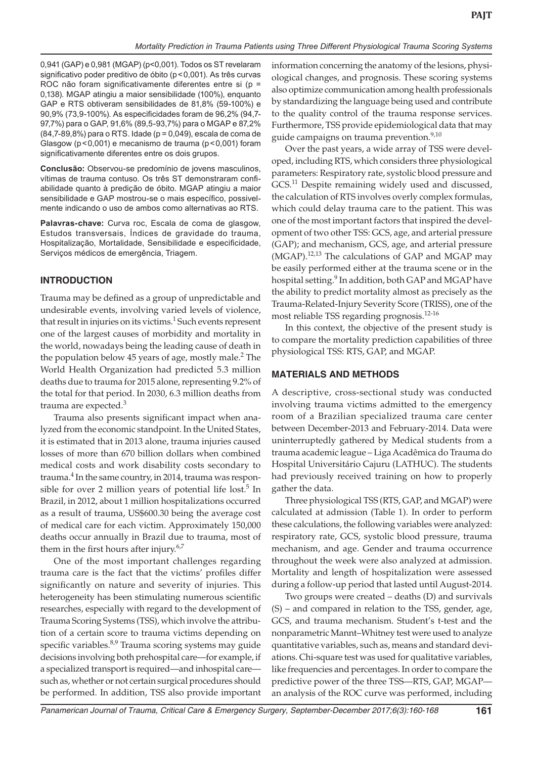0,941 (GAP) e 0,981 (MGAP) (p<0,001). Todos os ST revelaram significativo poder preditivo de óbito (p<0,001). As três curvas ROC não foram significativamente diferentes entre si (p = 0,138). MGAP atingiu a maior sensibilidade (100%), enquanto GAP e RTS obtiveram sensibilidades de 81,8% (59-100%) e 90,9% (73,9-100%). As especificidades foram de 96,2% (94,7-97,7%) para o GAP, 91,6% (89,5-93,7%) para o MGAP e 87,2% (84,7-89,8%) para o RTS. Idade (p = 0,049), escala de coma de Glasgow (p<0,001) e mecanismo de trauma (p<0,001) foram significativamente diferentes entre os dois grupos.

**Conclusão:** Observou-se predomínio de jovens masculinos, vítimas de trauma contuso. Os três ST demonstraram confiabilidade quanto à predição de óbito. MGAP atingiu a maior sensibilidade e GAP mostrou-se o mais específico, possivelmente indicando o uso de ambos como alternativas ao RTS.

**Palavras-chave:** Curva roc, Escala de coma de glasgow, Estudos transversais, Índices de gravidade do trauma, Hospitalização, Mortalidade, Sensibilidade e especificidade, Serviços médicos de emergência, Triagem.

## INTRODUCTION

Trauma may be defined as a group of unpredictable and undesirable events, involving varied levels of violence, that result in injuries on its victims.[1] Such events represent one of the largest causes of morbidity and mortality in the world, nowadays being the leading cause of death in the population below 45 years of age, mostly male.[2] The World Health Organization had predicted 5.3 million deaths due to trauma for 2015 alone, representing 9.2% of the total for that period. In 2030, 6.3 million deaths from trauma are expected.[3]

Trauma also presents significant impact when analyzed from the economic standpoint. In the United States, it is estimated that in 2013 alone, trauma injuries caused losses of more than 670 billion dollars when combined medical costs and work disability costs secondary to trauma.[4] In the same country, in 2014, trauma was responsible for over 2 million years of potential life lost.[5] In Brazil, in 2012, about 1 million hospitalizations occurred as a result of trauma, US$600.30 being the average cost of medical care for each victim. Approximately 150,000 deaths occur annually in Brazil due to trauma, most of them in the first hours after injury.[6,7]

One of the most important challenges regarding trauma care is the fact that the victims' profiles differ significantly on nature and severity of injuries. This heterogeneity has been stimulating numerous scientific researches, especially with regard to the development of Trauma Scoring Systems (TSS), which involve the attribution of a certain score to trauma victims depending on specific variables.[8,9] Trauma scoring systems may guide decisions involving both prehospital care—for example, if a specialized transport is required—and inhospital care—such as, whether or not certain surgical procedures should be performed. In addition, TSS also provide important information concerning the anatomy of the lesions, physiological changes, and prognosis. These scoring systems also optimize communication among health professionals by standardizing the language being used and contribute to the quality control of the trauma response services. Furthermore, TSS provide epidemiological data that may guide campaigns on trauma prevention.[9,10]

Over the past years, a wide array of TSS were developed, including RTS, which considers three physiological parameters: Respiratory rate, systolic blood pressure and GCS.[11] Despite remaining widely used and discussed, the calculation of RTS involves overly complex formulas, which could delay trauma care to the patient. This was one of the most important factors that inspired the development of two other TSS: GCS, age, and arterial pressure (GAP); and mechanism, GCS, age, and arterial pressure (MGAP).[12,13] The calculations of GAP and MGAP may be easily performed either at the trauma scene or in the hospital setting.[9] In addition, both GAP and MGAP have the ability to predict mortality almost as precisely as the Trauma-Related-Injury Severity Score (TRISS), one of the most reliable TSS regarding prognosis.[12-16]

In this context, the objective of the present study is to compare the mortality prediction capabilities of three physiological TSS: RTS, GAP, and MGAP.

## MATERIALS AND METHODS

A descriptive, cross-sectional study was conducted involving trauma victims admitted to the emergency room of a Brazilian specialized trauma care center between December-2013 and February-2014. Data were uninterruptedly gathered by Medical students from a trauma academic league – Liga Acadêmica do Trauma do Hospital Universitário Cajuru (LATHUC). The students had previously received training on how to properly gather the data.

Three physiological TSS (RTS, GAP, and MGAP) were calculated at admission (Table 1). In order to perform these calculations, the following variables were analyzed: respiratory rate, GCS, systolic blood pressure, trauma mechanism, and age. Gender and trauma occurrence throughout the week were also analyzed at admission. Mortality and length of hospitalization were assessed during a follow-up period that lasted until August-2014.

Two groups were created – deaths (D) and survivals (S) – and compared in relation to the TSS, gender, age, GCS, and trauma mechanism. Student's t-test and the nonparametric Mannt–Whitney test were used to analyze quantitative variables, such as, means and standard deviations. Chi-square test was used for qualitative variables, like frequencies and percentages. In order to compare the predictive power of the three TSS—RTS, GAP, MGAP—an analysis of the ROC curve was performed, including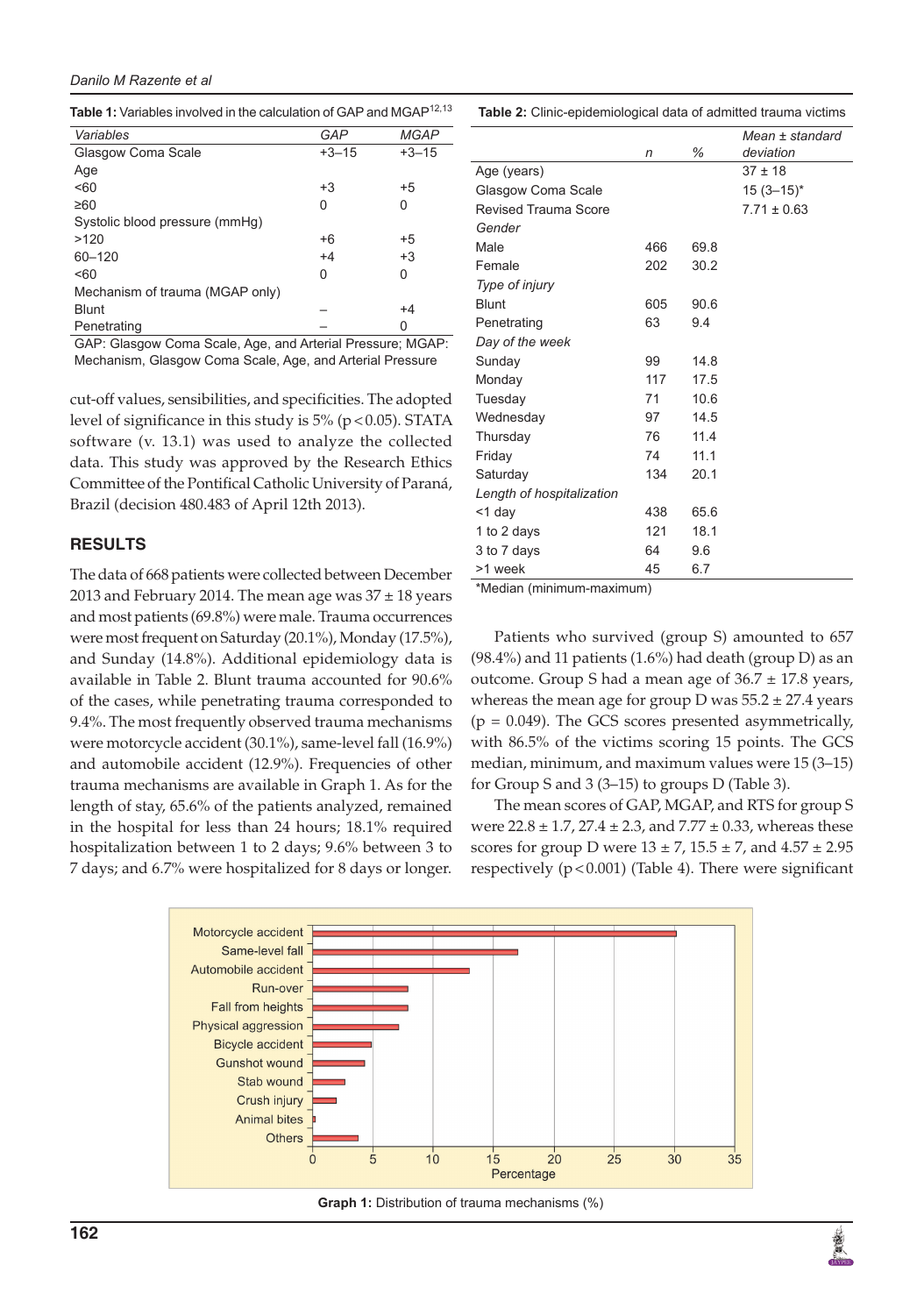**Table 1:** Variables involved in the calculation of GAP and MGAP[12,13]

| Variables | GAP | MGAP |
|---|---|---|
| Glasgow Coma Scale | +3–15 | +3–15 |
| Age | | |
| <60 | +3 | +5 |
| ≥60 | 0 | 0 |
| Systolic blood pressure (mmHg) | | |
| >120 | +6 | +5 |
| 60–120 | +4 | +3 |
| <60 | 0 | 0 |
| Mechanism of trauma (MGAP only) | | |
| Blunt | – | +4 |
| Penetrating | – | 0 |

GAP: Glasgow Coma Scale, Age, and Arterial Pressure; MGAP: Mechanism, Glasgow Coma Scale, Age, and Arterial Pressure

cut-off values, sensibilities, and specificities. The adopted level of significance in this study is 5% ($p < 0.05$). STATA software (v. 13.1) was used to analyze the collected data. This study was approved by the Research Ethics Committee of the Pontifical Catholic University of Paraná, Brazil (decision 480.483 of April 12th 2013).

## RESULTS

The data of 668 patients were collected between December 2013 and February 2014. The mean age was 37 ± 18 years and most patients (69.8%) were male. Trauma occurrences were most frequent on Saturday (20.1%), Monday (17.5%), and Sunday (14.8%). Additional epidemiology data is available in Table 2. Blunt trauma accounted for 90.6% of the cases, while penetrating trauma corresponded to 9.4%. The most frequently observed trauma mechanisms were motorcycle accident (30.1%), same-level fall (16.9%) and automobile accident (12.9%). Frequencies of other trauma mechanisms are available in Graph 1. As for the length of stay, 65.6% of the patients analyzed, remained in the hospital for less than 24 hours; 18.1% required hospitalization between 1 to 2 days; 9.6% between 3 to 7 days; and 6.7% were hospitalized for 8 days or longer.

**Table 2:** Clinic-epidemiological data of admitted trauma victims

| | n | % | Mean ± standard deviation |
|---|---|---|---|
| Age (years) | | | 37 ± 18 |
| Glasgow Coma Scale | | | 15 (3–15)* |
| Revised Trauma Score | | | 7.71 ± 0.63 |
| *Gender* | | | |
| Male | 466 | 69.8 | |
| Female | 202 | 30.2 | |
| *Type of injury* | | | |
| Blunt | 605 | 90.6 | |
| Penetrating | 63 | 9.4 | |
| *Day of the week* | | | |
| Sunday | 99 | 14.8 | |
| Monday | 117 | 17.5 | |
| Tuesday | 71 | 10.6 | |
| Wednesday | 97 | 14.5 | |
| Thursday | 76 | 11.4 | |
| Friday | 74 | 11.1 | |
| Saturday | 134 | 20.1 | |
| *Length of hospitalization* | | | |
| <1 day | 438 | 65.6 | |
| 1 to 2 days | 121 | 18.1 | |
| 3 to 7 days | 64 | 9.6 | |
| >1 week | 45 | 6.7 | |

*Median (minimum-maximum)

Patients who survived (group S) amounted to 657 (98.4%) and 11 patients (1.6%) had death (group D) as an outcome. Group S had a mean age of 36.7 ± 17.8 years, whereas the mean age for group D was 55.2 ± 27.4 years ($p = 0.049$). The GCS scores presented asymmetrically, with 86.5% of the victims scoring 15 points. The GCS median, minimum, and maximum values were 15 (3–15) for Group S and 3 (3–15) to groups D (Table 3).

The mean scores of GAP, MGAP, and RTS for group S were 22.8 ± 1.7, 27.4 ± 2.3, and 7.77 ± 0.33, whereas these scores for group D were 13 ± 7, 15.5 ± 7, and 4.57 ± 2.95 respectively ($p < 0.001$) (Table 4). There were significant

| Trauma mechanism | Percentage |
|---|---|
| Motorcycle accident | |
| Same-level fall | |
| Automobile accident | |
| Run-over | |
| Fall from heights | |
| Physical aggression | |
| Bicycle accident | |
| Gunshot wound | |
| Stab wound | |
| Crush injury | |
| Animal bites | |
| Others | |

**Graph 1:** Distribution of trauma mechanisms (%)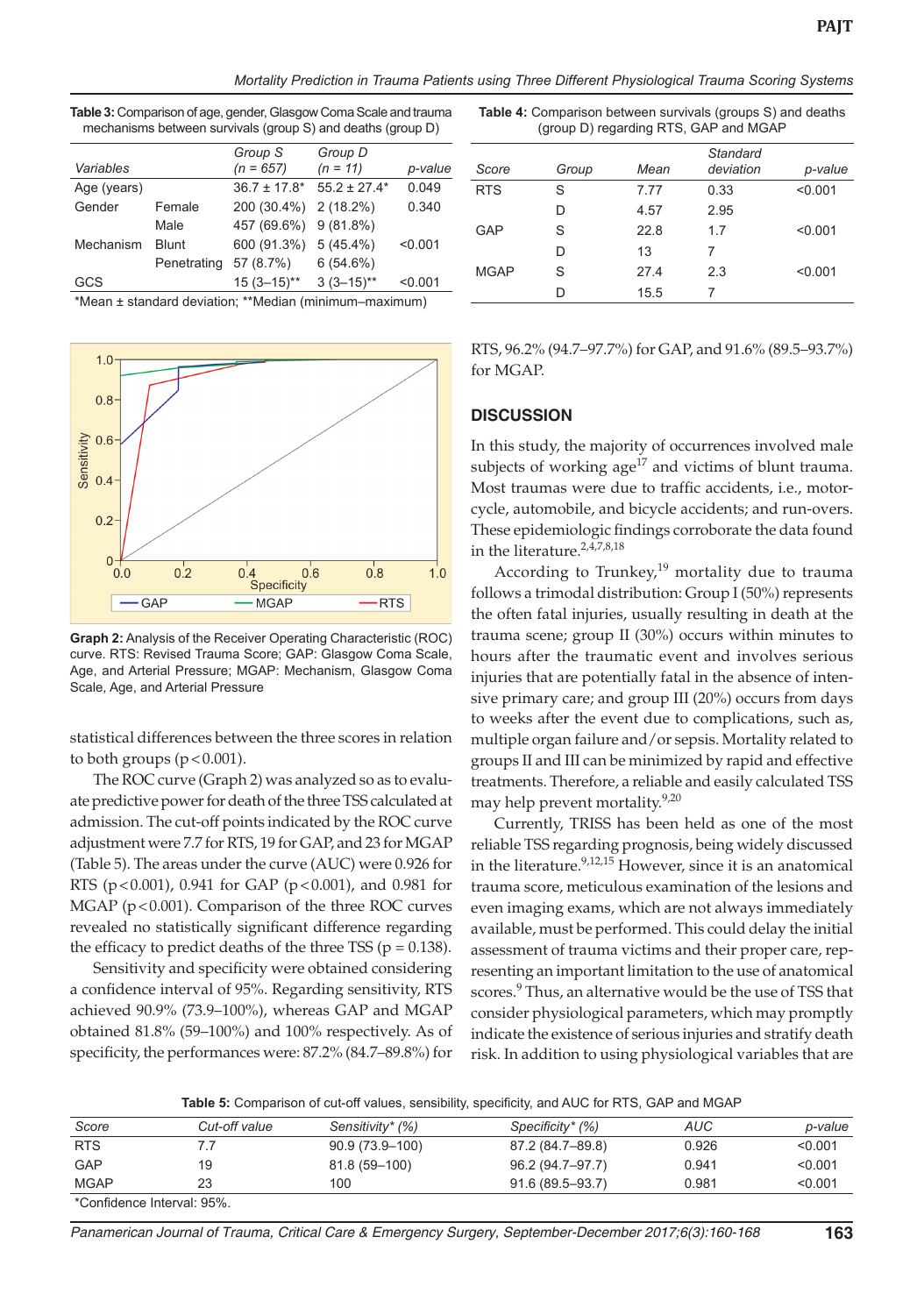**Table 3:** Comparison of age, gender, Glasgow Coma Scale and trauma mechanisms between survivals (group S) and deaths (group D)

| *Variables* | | *Group S (n = 657)* | *Group D (n = 11)* | *p-value* |
|---|---|---|---|---|
| Age (years) | | 36.7 ± 17.8* | 55.2 ± 27.4* | 0.049 |
| Gender | Female | 200 (30.4%) | 2 (18.2%) | 0.340 |
| | Male | 457 (69.6%) | 9 (81.8%) | |
| Mechanism | Blunt | 600 (91.3%) | 5 (45.4%) | <0.001 |
| | Penetrating | 57 (8.7%) | 6 (54.6%) | |
| GCS | | 15 (3–15)** | 3 (3–15)** | <0.001 |

*Mean ± standard deviation; **Median (minimum–maximum)

**Table 4:** Comparison between survivals (groups S) and deaths (group D) regarding RTS, GAP and MGAP

| *Score* | *Group* | *Mean* | *Standard deviation* | *p-value* |
|---|---|---|---|---|
| RTS | S | 7.77 | 0.33 | <0.001 |
| | D | 4.57 | 2.95 | |
| GAP | S | 22.8 | 1.7 | <0.001 |
| | D | 13 | 7 | |
| MGAP | S | 27.4 | 2.3 | <0.001 |
| | D | 15.5 | 7 | |

**Graph 2:** Analysis of the Receiver Operating Characteristic (ROC) curve. RTS: Revised Trauma Score; GAP: Glasgow Coma Scale, Age, and Arterial Pressure; MGAP: Mechanism, Glasgow Coma Scale, Age, and Arterial Pressure

statistical differences between the three scores in relation to both groups ($p < 0.001$).

The ROC curve (Graph 2) was analyzed so as to evaluate predictive power for death of the three TSS calculated at admission. The cut-off points indicated by the ROC curve adjustment were 7.7 for RTS, 19 for GAP, and 23 for MGAP (Table 5). The areas under the curve (AUC) were 0.926 for RTS ($p < 0.001$), 0.941 for GAP ($p < 0.001$), and 0.981 for MGAP ($p < 0.001$). Comparison of the three ROC curves revealed no statistically significant difference regarding the efficacy to predict deaths of the three TSS ($p = 0.138$).

Sensitivity and specificity were obtained considering a confidence interval of 95%. Regarding sensitivity, RTS achieved 90.9% (73.9–100%), whereas GAP and MGAP obtained 81.8% (59–100%) and 100% respectively. As of specificity, the performances were: 87.2% (84.7–89.8%) for RTS, 96.2% (94.7–97.7%) for GAP, and 91.6% (89.5–93.7%) for MGAP.

## DISCUSSION

In this study, the majority of occurrences involved male subjects of working age[17] and victims of blunt trauma. Most traumas were due to traffic accidents, i.e., motorcycle, automobile, and bicycle accidents; and run-overs. These epidemiologic findings corroborate the data found in the literature.[2,4,7,8,18]

According to Trunkey,[19] mortality due to trauma follows a trimodal distribution: Group I (50%) represents the often fatal injuries, usually resulting in death at the trauma scene; group II (30%) occurs within minutes to hours after the traumatic event and involves serious injuries that are potentially fatal in the absence of intensive primary care; and group III (20%) occurs from days to weeks after the event due to complications, such as, multiple organ failure and/or sepsis. Mortality related to groups II and III can be minimized by rapid and effective treatments. Therefore, a reliable and easily calculated TSS may help prevent mortality.[9,20]

Currently, TRISS has been held as one of the most reliable TSS regarding prognosis, being widely discussed in the literature.[9,12,15] However, since it is an anatomical trauma score, meticulous examination of the lesions and even imaging exams, which are not always immediately available, must be performed. This could delay the initial assessment of trauma victims and their proper care, representing an important limitation to the use of anatomical scores.[9] Thus, an alternative would be the use of TSS that consider physiological parameters, which may promptly indicate the existence of serious injuries and stratify death risk. In addition to using physiological variables that are

**Table 5:** Comparison of cut-off values, sensibility, specificity, and AUC for RTS, GAP and MGAP

| *Score* | *Cut-off value* | *Sensitivity* (%)* | *Specificity* (%)* | *AUC* | *p-value* |
|---|---|---|---|---|---|
| RTS | 7.7 | 90.9 (73.9–100) | 87.2 (84.7–89.8) | 0.926 | <0.001 |
| GAP | 19 | 81.8 (59–100) | 96.2 (94.7–97.7) | 0.941 | <0.001 |
| MGAP | 23 | 100 | 91.6 (89.5–93.7) | 0.981 | <0.001 |

*Confidence Interval: 95%.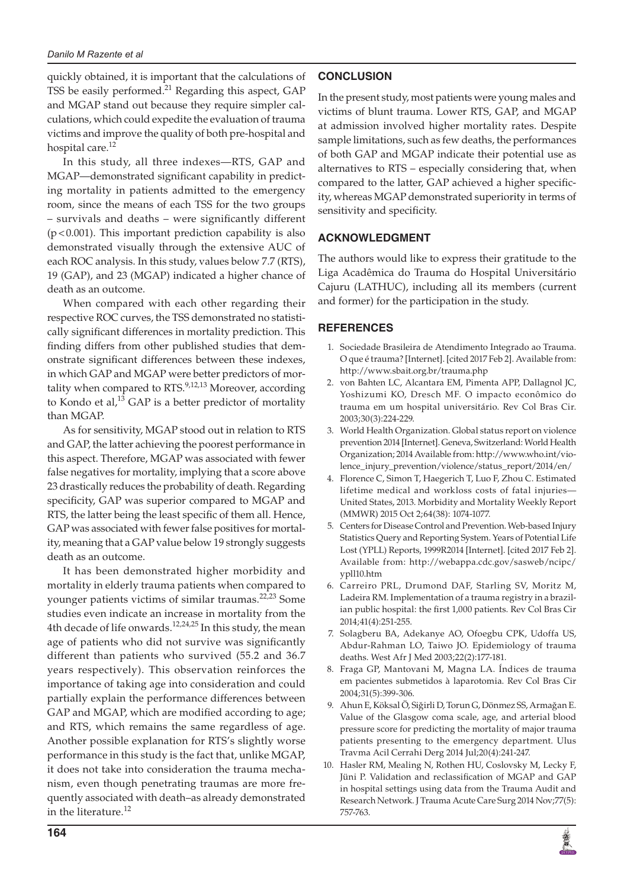quickly obtained, it is important that the calculations of TSS be easily performed.[21] Regarding this aspect, GAP and MGAP stand out because they require simpler calculations, which could expedite the evaluation of trauma victims and improve the quality of both pre-hospital and hospital care.[12]

In this study, all three indexes—RTS, GAP and MGAP—demonstrated significant capability in predicting mortality in patients admitted to the emergency room, since the means of each TSS for the two groups – survivals and deaths – were significantly different ($p < 0.001$). This important prediction capability is also demonstrated visually through the extensive AUC of each ROC analysis. In this study, values below 7.7 (RTS), 19 (GAP), and 23 (MGAP) indicated a higher chance of death as an outcome.

When compared with each other regarding their respective ROC curves, the TSS demonstrated no statistically significant differences in mortality prediction. This finding differs from other published studies that demonstrate significant differences between these indexes, in which GAP and MGAP were better predictors of mortality when compared to RTS.[9,12,13] Moreover, according to Kondo et al,[13] GAP is a better predictor of mortality than MGAP.

As for sensitivity, MGAP stood out in relation to RTS and GAP, the latter achieving the poorest performance in this aspect. Therefore, MGAP was associated with fewer false negatives for mortality, implying that a score above 23 drastically reduces the probability of death. Regarding specificity, GAP was superior compared to MGAP and RTS, the latter being the least specific of them all. Hence, GAP was associated with fewer false positives for mortality, meaning that a GAP value below 19 strongly suggests death as an outcome.

It has been demonstrated higher morbidity and mortality in elderly trauma patients when compared to younger patients victims of similar traumas.[22,23] Some studies even indicate an increase in mortality from the 4th decade of life onwards.[12,24,25] In this study, the mean age of patients who did not survive was significantly different than patients who survived (55.2 and 36.7 years respectively). This observation reinforces the importance of taking age into consideration and could partially explain the performance differences between GAP and MGAP, which are modified according to age; and RTS, which remains the same regardless of age. Another possible explanation for RTS's slightly worse performance in this study is the fact that, unlike MGAP, it does not take into consideration the trauma mechanism, even though penetrating traumas are more frequently associated with death–as already demonstrated in the literature.[12]

## CONCLUSION

In the present study, most patients were young males and victims of blunt trauma. Lower RTS, GAP, and MGAP at admission involved higher mortality rates. Despite sample limitations, such as few deaths, the performances of both GAP and MGAP indicate their potential use as alternatives to RTS – especially considering that, when compared to the latter, GAP achieved a higher specificity, whereas MGAP demonstrated superiority in terms of sensitivity and specificity.

## ACKNOWLEDGMENT

The authors would like to express their gratitude to the Liga Acadêmica do Trauma do Hospital Universitário Cajuru (LATHUC), including all its members (current and former) for the participation in the study.

## REFERENCES

1. Sociedade Brasileira de Atendimento Integrado ao Trauma. O que é trauma? [Internet]. [cited 2017 Feb 2]. Available from: http://www.sbait.org.br/trauma.php
2. von Bahten LC, Alcantara EM, Pimenta APP, Dallagnol JC, Yoshizumi KO, Dresch MF. O impacto econômico do trauma em um hospital universitário. Rev Col Bras Cir. 2003;30(3):224-229.
3. World Health Organization. Global status report on violence prevention 2014 [Internet]. Geneva, Switzerland: World Health Organization; 2014 Available from: http://www.who.int/violence_injury_prevention/violence/status_report/2014/en/
4. Florence C, Simon T, Haegerich T, Luo F, Zhou C. Estimated lifetime medical and workloss costs of fatal injuries—United States, 2013. Morbidity and Mortality Weekly Report (MMWR) 2015 Oct 2;64(38): 1074-1077.
5. Centers for Disease Control and Prevention. Web-based Injury Statistics Query and Reporting System. Years of Potential Life Lost (YPLL) Reports, 1999R2014 [Internet]. [cited 2017 Feb 2]. Available from: http://webappa.cdc.gov/sasweb/ncipc/ypll10.htm
6. Carreiro PRL, Drumond DAF, Starling SV, Moritz M, Ladeira RM. Implementation of a trauma registry in a brazilian public hospital: the first 1,000 patients. Rev Col Bras Cir 2014;41(4):251-255.
7. Solagberu BA, Adekanye AO, Ofoegbu CPK, Udoffa US, Abdur-Rahman LO, Taiwo JO. Epidemiology of trauma deaths. West Afr J Med 2003;22(2):177-181.
8. Fraga GP, Mantovani M, Magna LA. Índices de trauma em pacientes submetidos à laparotomia. Rev Col Bras Cir 2004;31(5):399-306.
9. Ahun E, Köksal Ö, Siğirli D, Torun G, Dönmez SS, Armağan E. Value of the Glasgow coma scale, age, and arterial blood pressure score for predicting the mortality of major trauma patients presenting to the emergency department. Ulus Travma Acil Cerrahi Derg 2014 Jul;20(4):241-247.
10. Hasler RM, Mealing N, Rothen HU, Coslovsky M, Lecky F, Jüni P. Validation and reclassification of MGAP and GAP in hospital settings using data from the Trauma Audit and Research Network. J Trauma Acute Care Surg 2014 Nov;77(5): 757-763.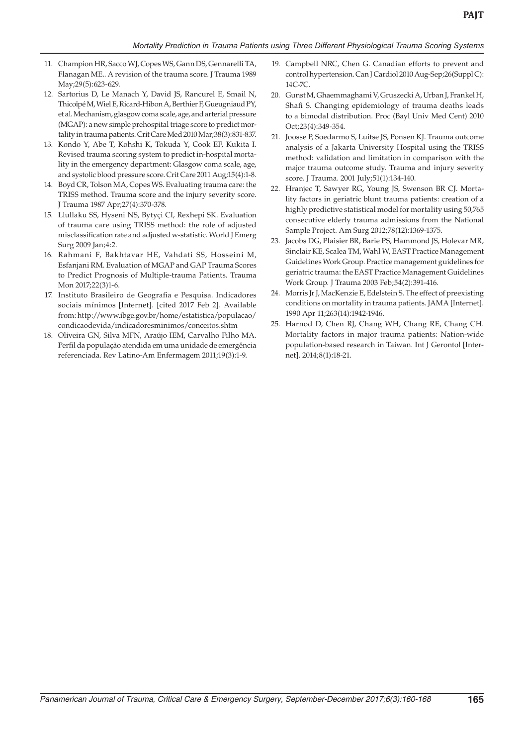11. Champion HR, Sacco WJ, Copes WS, Gann DS, Gennarelli TA, Flanagan ME.. A revision of the trauma score. J Trauma 1989 May;29(5):623-629.
12. Sartorius D, Le Manach Y, David JS, Rancurel E, Smail N, Thicoïpé M, Wiel E, Ricard-Hibon A, Berthier F, Gueugniaud PY, et al. Mechanism, glasgow coma scale, age, and arterial pressure (MGAP): a new simple prehospital triage score to predict mortality in trauma patients. Crit Care Med 2010 Mar;38(3):831-837.
13. Kondo Y, Abe T, Kohshi K, Tokuda Y, Cook EF, Kukita I. Revised trauma scoring system to predict in-hospital mortality in the emergency department: Glasgow coma scale, age, and systolic blood pressure score. Crit Care 2011 Aug;15(4):1-8.
14. Boyd CR, Tolson MA, Copes WS. Evaluating trauma care: the TRISS method. Trauma score and the injury severity score. J Trauma 1987 Apr;27(4):370-378.
15. Llullaku SS, Hyseni NS, Bytyçi CI, Rexhepi SK. Evaluation of trauma care using TRISS method: the role of adjusted misclassification rate and adjusted w-statistic. World J Emerg Surg 2009 Jan;4:2.
16. Rahmani F, Bakhtavar HE, Vahdati SS, Hosseini M, Esfanjani RM. Evaluation of MGAP and GAP Trauma Scores to Predict Prognosis of Multiple-trauma Patients. Trauma Mon 2017;22(3)1-6.
17. Instituto Brasileiro de Geografia e Pesquisa. Indicadores sociais mínimos [Internet]. [cited 2017 Feb 2]. Available from: http://www.ibge.gov.br/home/estatistica/populacao/condicaodevida/indicadoresminimos/conceitos.shtm
18. Oliveira GN, Silva MFN, Araújo IEM, Carvalho Filho MA. Perfil da população atendida em uma unidade de emergência referenciada. Rev Latino-Am Enfermagem 2011;19(3):1-9.
19. Campbell NRC, Chen G. Canadian efforts to prevent and control hypertension. Can J Cardiol 2010 Aug-Sep;26(Suppl C): 14C-7C.
20. Gunst M, Ghaemmaghami V, Gruszecki A, Urban J, Frankel H, Shafi S. Changing epidemiology of trauma deaths leads to a bimodal distribution. Proc (Bayl Univ Med Cent) 2010 Oct;23(4):349-354.
21. Joosse P, Soedarmo S, Luitse JS, Ponsen KJ. Trauma outcome analysis of a Jakarta University Hospital using the TRISS method: validation and limitation in comparison with the major trauma outcome study. Trauma and injury severity score. J Trauma. 2001 July;51(1):134-140.
22. Hranjec T, Sawyer RG, Young JS, Swenson BR CJ. Mortality factors in geriatric blunt trauma patients: creation of a highly predictive statistical model for mortality using 50,765 consecutive elderly trauma admissions from the National Sample Project. Am Surg 2012;78(12):1369-1375.
23. Jacobs DG, Plaisier BR, Barie PS, Hammond JS, Holevar MR, Sinclair KE, Scalea TM, Wahl W, EAST Practice Management Guidelines Work Group. Practice management guidelines for geriatric trauma: the EAST Practice Management Guidelines Work Group. J Trauma 2003 Feb;54(2):391-416.
24. Morris Jr J, MacKenzie E, Edelstein S. The effect of preexisting conditions on mortality in trauma patients. JAMA [Internet]. 1990 Apr 11;263(14):1942-1946.
25. Harnod D, Chen RJ, Chang WH, Chang RE, Chang CH. Mortality factors in major trauma patients: Nation-wide population-based research in Taiwan. Int J Gerontol [Internet]. 2014;8(1):18-21.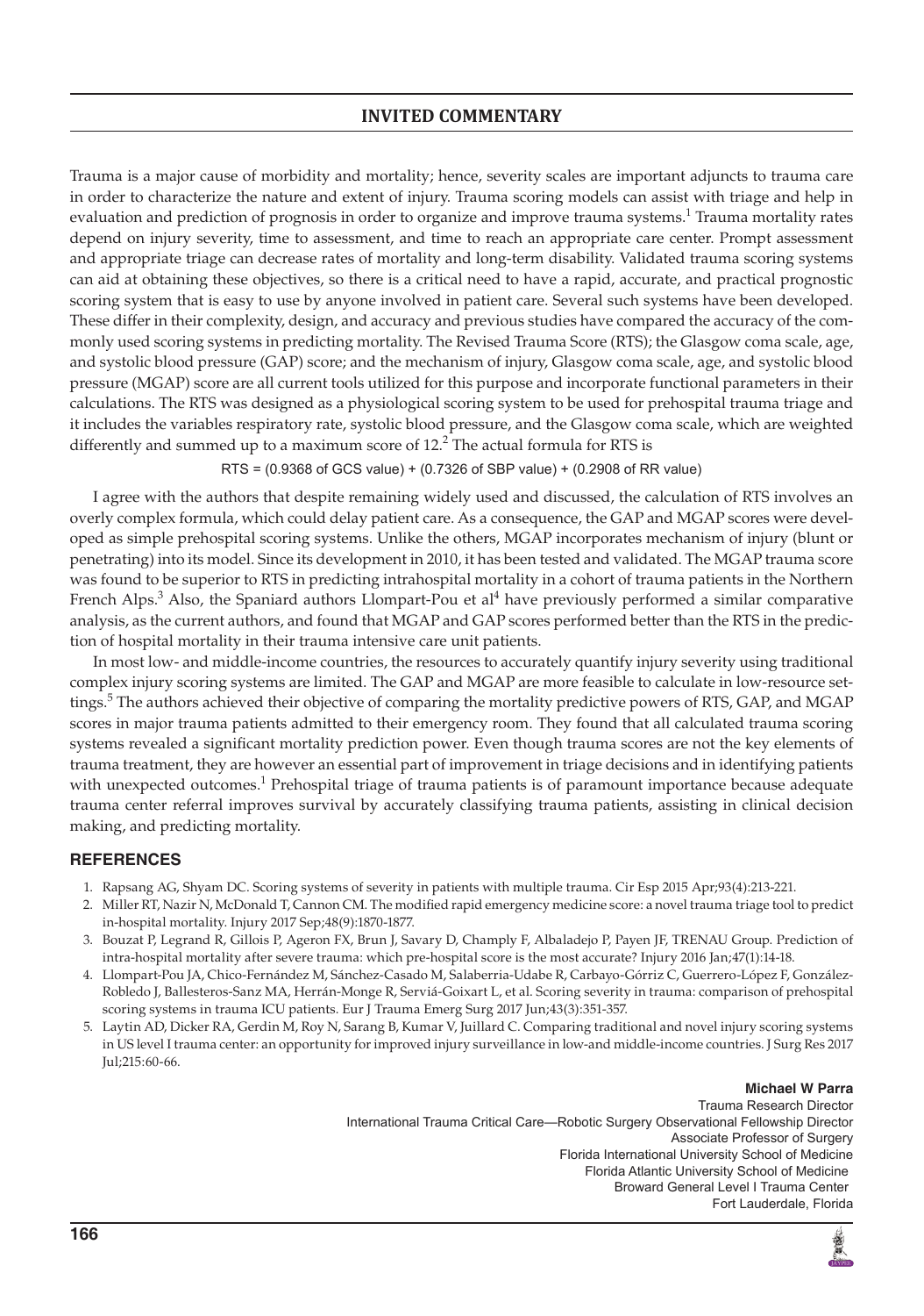## INVITED COMMENTARY

Trauma is a major cause of morbidity and mortality; hence, severity scales are important adjuncts to trauma care in order to characterize the nature and extent of injury. Trauma scoring models can assist with triage and help in evaluation and prediction of prognosis in order to organize and improve trauma systems.[1] Trauma mortality rates depend on injury severity, time to assessment, and time to reach an appropriate care center. Prompt assessment and appropriate triage can decrease rates of mortality and long-term disability. Validated trauma scoring systems can aid at obtaining these objectives, so there is a critical need to have a rapid, accurate, and practical prognostic scoring system that is easy to use by anyone involved in patient care. Several such systems have been developed. These differ in their complexity, design, and accuracy and previous studies have compared the accuracy of the commonly used scoring systems in predicting mortality. The Revised Trauma Score (RTS); the Glasgow coma scale, age, and systolic blood pressure (GAP) score; and the mechanism of injury, Glasgow coma scale, age, and systolic blood pressure (MGAP) score are all current tools utilized for this purpose and incorporate functional parameters in their calculations. The RTS was designed as a physiological scoring system to be used for prehospital trauma triage and it includes the variables respiratory rate, systolic blood pressure, and the Glasgow coma scale, which are weighted differently and summed up to a maximum score of 12.[2] The actual formula for RTS is

RTS = (0.9368 of GCS value) + (0.7326 of SBP value) + (0.2908 of RR value)

I agree with the authors that despite remaining widely used and discussed, the calculation of RTS involves an overly complex formula, which could delay patient care. As a consequence, the GAP and MGAP scores were developed as simple prehospital scoring systems. Unlike the others, MGAP incorporates mechanism of injury (blunt or penetrating) into its model. Since its development in 2010, it has been tested and validated. The MGAP trauma score was found to be superior to RTS in predicting intrahospital mortality in a cohort of trauma patients in the Northern French Alps.[3] Also, the Spaniard authors Llompart-Pou et al[4] have previously performed a similar comparative analysis, as the current authors, and found that MGAP and GAP scores performed better than the RTS in the prediction of hospital mortality in their trauma intensive care unit patients.

In most low- and middle-income countries, the resources to accurately quantify injury severity using traditional complex injury scoring systems are limited. The GAP and MGAP are more feasible to calculate in low-resource settings.[5] The authors achieved their objective of comparing the mortality predictive powers of RTS, GAP, and MGAP scores in major trauma patients admitted to their emergency room. They found that all calculated trauma scoring systems revealed a significant mortality prediction power. Even though trauma scores are not the key elements of trauma treatment, they are however an essential part of improvement in triage decisions and in identifying patients with unexpected outcomes.[1] Prehospital triage of trauma patients is of paramount importance because adequate trauma center referral improves survival by accurately classifying trauma patients, assisting in clinical decision making, and predicting mortality.

### REFERENCES

1. Rapsang AG, Shyam DC. Scoring systems of severity in patients with multiple trauma. Cir Esp 2015 Apr;93(4):213-221.
2. Miller RT, Nazir N, McDonald T, Cannon CM. The modified rapid emergency medicine score: a novel trauma triage tool to predict in-hospital mortality. Injury 2017 Sep;48(9):1870-1877.
3. Bouzat P, Legrand R, Gillois P, Ageron FX, Brun J, Savary D, Champly F, Albaladejo P, Payen JF, TRENAU Group. Prediction of intra-hospital mortality after severe trauma: which pre-hospital score is the most accurate? Injury 2016 Jan;47(1):14-18.
4. Llompart-Pou JA, Chico-Fernández M, Sánchez-Casado M, Salaberria-Udabe R, Carbayo-Górriz C, Guerrero-López F, González-Robledo J, Ballesteros-Sanz MA, Herrán-Monge R, Serviá-Goixart L, et al. Scoring severity in trauma: comparison of prehospital scoring systems in trauma ICU patients. Eur J Trauma Emerg Surg 2017 Jun;43(3):351-357.
5. Laytin AD, Dicker RA, Gerdin M, Roy N, Sarang B, Kumar V, Juillard C. Comparing traditional and novel injury scoring systems in US level I trauma center: an opportunity for improved injury surveillance in low-and middle-income countries. J Surg Res 2017 Jul;215:60-66.

**Michael W Parra**
Trauma Research Director
International Trauma Critical Care—Robotic Surgery Observational Fellowship Director
Associate Professor of Surgery
Florida International University School of Medicine
Florida Atlantic University School of Medicine
Broward General Level I Trauma Center
Fort Lauderdale, Florida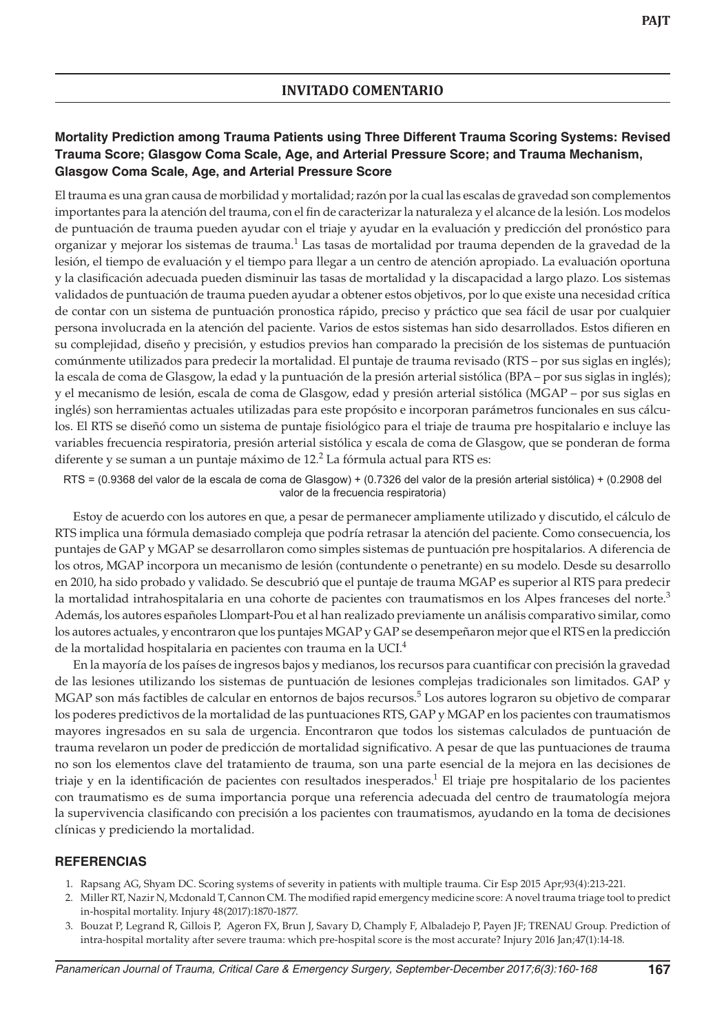## INVITADO COMENTARIO

### Mortality Prediction among Trauma Patients using Three Different Trauma Scoring Systems: Revised Trauma Score; Glasgow Coma Scale, Age, and Arterial Pressure Score; and Trauma Mechanism, Glasgow Coma Scale, Age, and Arterial Pressure Score

El trauma es una gran causa de morbilidad y mortalidad; razón por la cual las escalas de gravedad son complementos importantes para la atención del trauma, con el fin de caracterizar la naturaleza y el alcance de la lesión. Los modelos de puntuación de trauma pueden ayudar con el triaje y ayudar en la evaluación y predicción del pronóstico para organizar y mejorar los sistemas de trauma.[1] Las tasas de mortalidad por trauma dependen de la gravedad de la lesión, el tiempo de evaluación y el tiempo para llegar a un centro de atención apropiado. La evaluación oportuna y la clasificación adecuada pueden disminuir las tasas de mortalidad y la discapacidad a largo plazo. Los sistemas validados de puntuación de trauma pueden ayudar a obtener estos objetivos, por lo que existe una necesidad crítica de contar con un sistema de puntuación pronostica rápido, preciso y práctico que sea fácil de usar por cualquier persona involucrada en la atención del paciente. Varios de estos sistemas han sido desarrollados. Estos difieren en su complejidad, diseño y precisión, y estudios previos han comparado la precisión de los sistemas de puntuación comúnmente utilizados para predecir la mortalidad. El puntaje de trauma revisado (RTS – por sus siglas en inglés); la escala de coma de Glasgow, la edad y la puntuación de la presión arterial sistólica (BPA – por sus siglas in inglés); y el mecanismo de lesión, escala de coma de Glasgow, edad y presión arterial sistólica (MGAP – por sus siglas en inglés) son herramientas actuales utilizadas para este propósito e incorporan parámetros funcionales en sus cálculos. El RTS se diseñó como un sistema de puntaje fisiológico para el triaje de trauma pre hospitalario e incluye las variables frecuencia respiratoria, presión arterial sistólica y escala de coma de Glasgow, que se ponderan de forma diferente y se suman a un puntaje máximo de 12.[2] La fórmula actual para RTS es:

RTS = (0.9368 del valor de la escala de coma de Glasgow) + (0.7326 del valor de la presión arterial sistólica) + (0.2908 del valor de la frecuencia respiratoria)

Estoy de acuerdo con los autores en que, a pesar de permanecer ampliamente utilizado y discutido, el cálculo de RTS implica una fórmula demasiado compleja que podría retrasar la atención del paciente. Como consecuencia, los puntajes de GAP y MGAP se desarrollaron como simples sistemas de puntuación pre hospitalarios. A diferencia de los otros, MGAP incorpora un mecanismo de lesión (contundente o penetrante) en su modelo. Desde su desarrollo en 2010, ha sido probado y validado. Se descubrió que el puntaje de trauma MGAP es superior al RTS para predecir la mortalidad intrahospitalaria en una cohorte de pacientes con traumatismos en los Alpes franceses del norte.[3] Además, los autores españoles Llompart-Pou et al han realizado previamente un análisis comparativo similar, como los autores actuales, y encontraron que los puntajes MGAP y GAP se desempeñaron mejor que el RTS en la predicción de la mortalidad hospitalaria en pacientes con trauma en la UCI.[4]

En la mayoría de los países de ingresos bajos y medianos, los recursos para cuantificar con precisión la gravedad de las lesiones utilizando los sistemas de puntuación de lesiones complejas tradicionales son limitados. GAP y MGAP son más factibles de calcular en entornos de bajos recursos.[5] Los autores lograron su objetivo de comparar los poderes predictivos de la mortalidad de las puntuaciones RTS, GAP y MGAP en los pacientes con traumatismos mayores ingresados en su sala de urgencia. Encontraron que todos los sistemas calculados de puntuación de trauma revelaron un poder de predicción de mortalidad significativo. A pesar de que las puntuaciones de trauma no son los elementos clave del tratamiento de trauma, son una parte esencial de la mejora en las decisiones de triaje y en la identificación de pacientes con resultados inesperados.[1] El triaje pre hospitalario de los pacientes con traumatismo es de suma importancia porque una referencia adecuada del centro de traumatología mejora la supervivencia clasificando con precisión a los pacientes con traumatismos, ayudando en la toma de decisiones clínicas y prediciendo la mortalidad.

### REFERENCIAS

1. Rapsang AG, Shyam DC. Scoring systems of severity in patients with multiple trauma. Cir Esp 2015 Apr;93(4):213-221.
2. Miller RT, Nazir N, Mcdonald T, Cannon CM. The modified rapid emergency medicine score: A novel trauma triage tool to predict in-hospital mortality. Injury 48(2017):1870-1877.
3. Bouzat P, Legrand R, Gillois P, Ageron FX, Brun J, Savary D, Champly F, Albaladejo P, Payen JF; TRENAU Group. Prediction of intra-hospital mortality after severe trauma: which pre-hospital score is the most accurate? Injury 2016 Jan;47(1):14-18.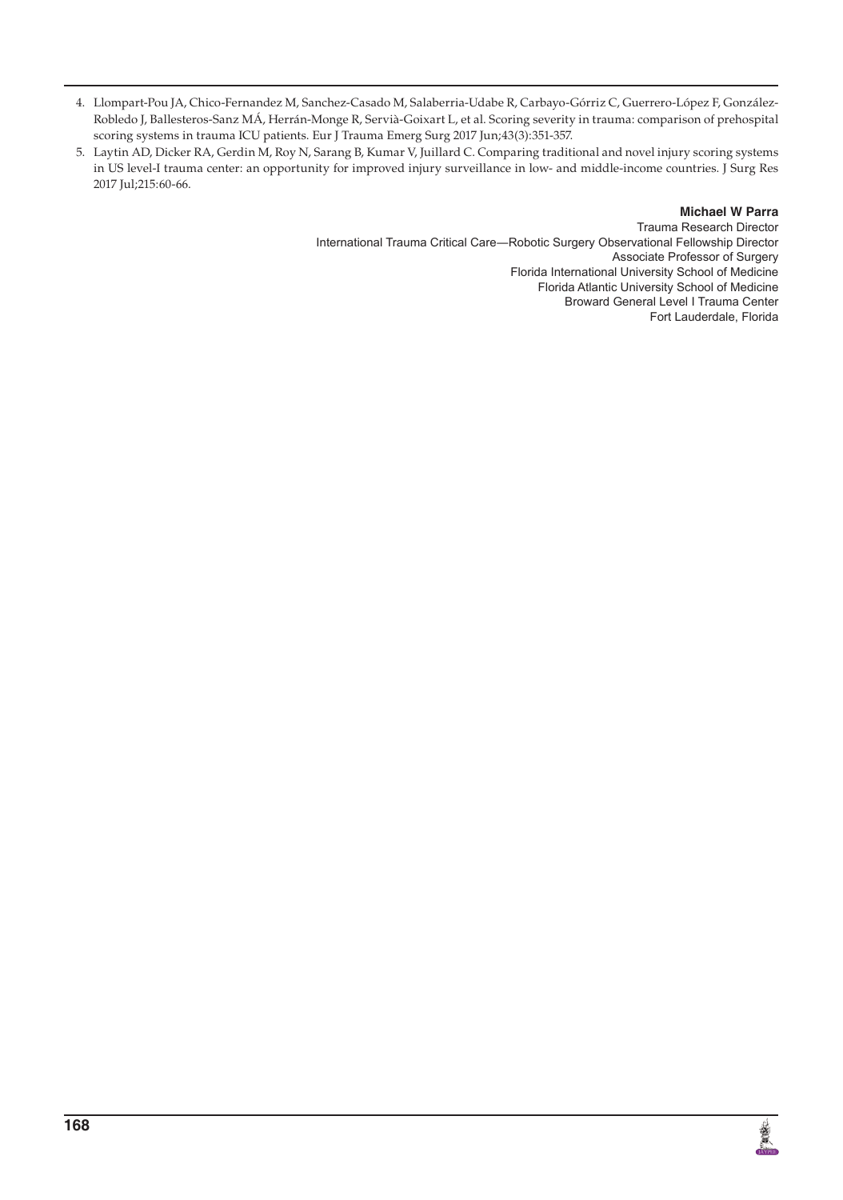4. Llompart-Pou JA, Chico-Fernandez M, Sanchez-Casado M, Salaberria-Udabe R, Carbayo-Górriz C, Guerrero-López F, González-Robledo J, Ballesteros-Sanz MÁ, Herrán-Monge R, Servià-Goixart L, et al. Scoring severity in trauma: comparison of prehospital scoring systems in trauma ICU patients. Eur J Trauma Emerg Surg 2017 Jun;43(3):351-357.
5. Laytin AD, Dicker RA, Gerdin M, Roy N, Sarang B, Kumar V, Juillard C. Comparing traditional and novel injury scoring systems in US level-I trauma center: an opportunity for improved injury surveillance in low- and middle-income countries. J Surg Res 2017 Jul;215:60-66.

**Michael W Parra**
Trauma Research Director
International Trauma Critical Care—Robotic Surgery Observational Fellowship Director
Associate Professor of Surgery
Florida International University School of Medicine
Florida Atlantic University School of Medicine
Broward General Level I Trauma Center
Fort Lauderdale, Florida